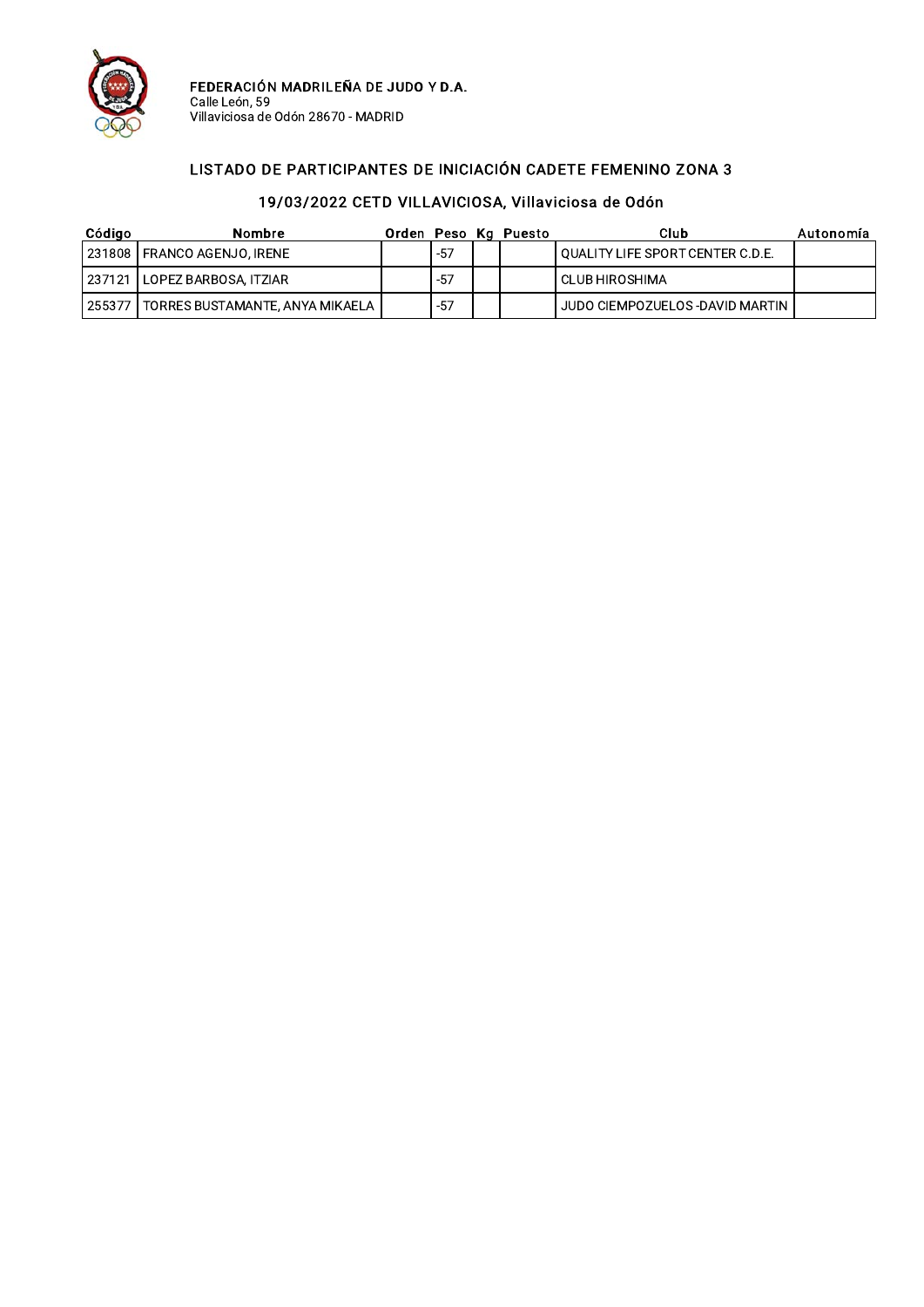**FEDERACIÓN MADRILEÑA DE JUDO Y D.A.**
Calle León, 59
Villaviciosa de Odón 28670 - MADRID

## LISTADO DE PARTICIPANTES DE INICIACIÓN CADETE FEMENINO ZONA 3

### 19/03/2022 CETD VILLAVICIOSA, Villaviciosa de Odón

| Código | Nombre | Orden | Peso | Kg | Puesto | Club | Autonomía |
|---|---|---|---|---|---|---|---|
| 231808 | FRANCO AGENJO, IRENE | | -57 | | | QUALITY LIFE SPORT CENTER C.D.E. | |
| 237121 | LOPEZ BARBOSA, ITZIAR | | -57 | | | CLUB HIROSHIMA | |
| 255377 | TORRES BUSTAMANTE, ANYA MIKAELA | | -57 | | | JUDO CIEMPOZUELOS -DAVID MARTIN | |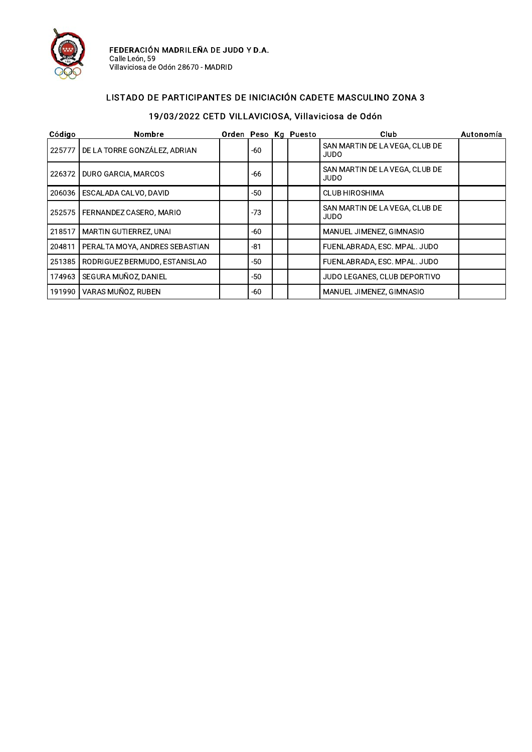**FEDERACIÓN MADRILEÑA DE JUDO Y D.A.**
Calle León, 59
Villaviciosa de Odón 28670 - MADRID

## LISTADO DE PARTICIPANTES DE INICIACIÓN CADETE MASCULINO ZONA 3

### 19/03/2022 CETD VILLAVICIOSA, Villaviciosa de Odón

| Código | Nombre | Orden | Peso | Kg | Puesto | Club | Autonomía |
|---|---|---|---|---|---|---|---|
| 225777 | DE LA TORRE GONZÁLEZ, ADRIAN | | -60 | | | SAN MARTIN DE LA VEGA, CLUB DE JUDO | |
| 226372 | DURO GARCIA, MARCOS | | -66 | | | SAN MARTIN DE LA VEGA, CLUB DE JUDO | |
| 206036 | ESCALADA CALVO, DAVID | | -50 | | | CLUB HIROSHIMA | |
| 252575 | FERNANDEZ CASERO, MARIO | | -73 | | | SAN MARTIN DE LA VEGA, CLUB DE JUDO | |
| 218517 | MARTIN GUTIERREZ, UNAI | | -60 | | | MANUEL JIMENEZ, GIMNASIO | |
| 204811 | PERALTA MOYA, ANDRES SEBASTIAN | | -81 | | | FUENLABRADA, ESC. MPAL. JUDO | |
| 251385 | RODRIGUEZ BERMUDO, ESTANISLAO | | -50 | | | FUENLABRADA, ESC. MPAL. JUDO | |
| 174963 | SEGURA MUÑOZ, DANIEL | | -50 | | | JUDO LEGANES, CLUB DEPORTIVO | |
| 191990 | VARAS MUÑOZ, RUBEN | | -60 | | | MANUEL JIMENEZ, GIMNASIO | |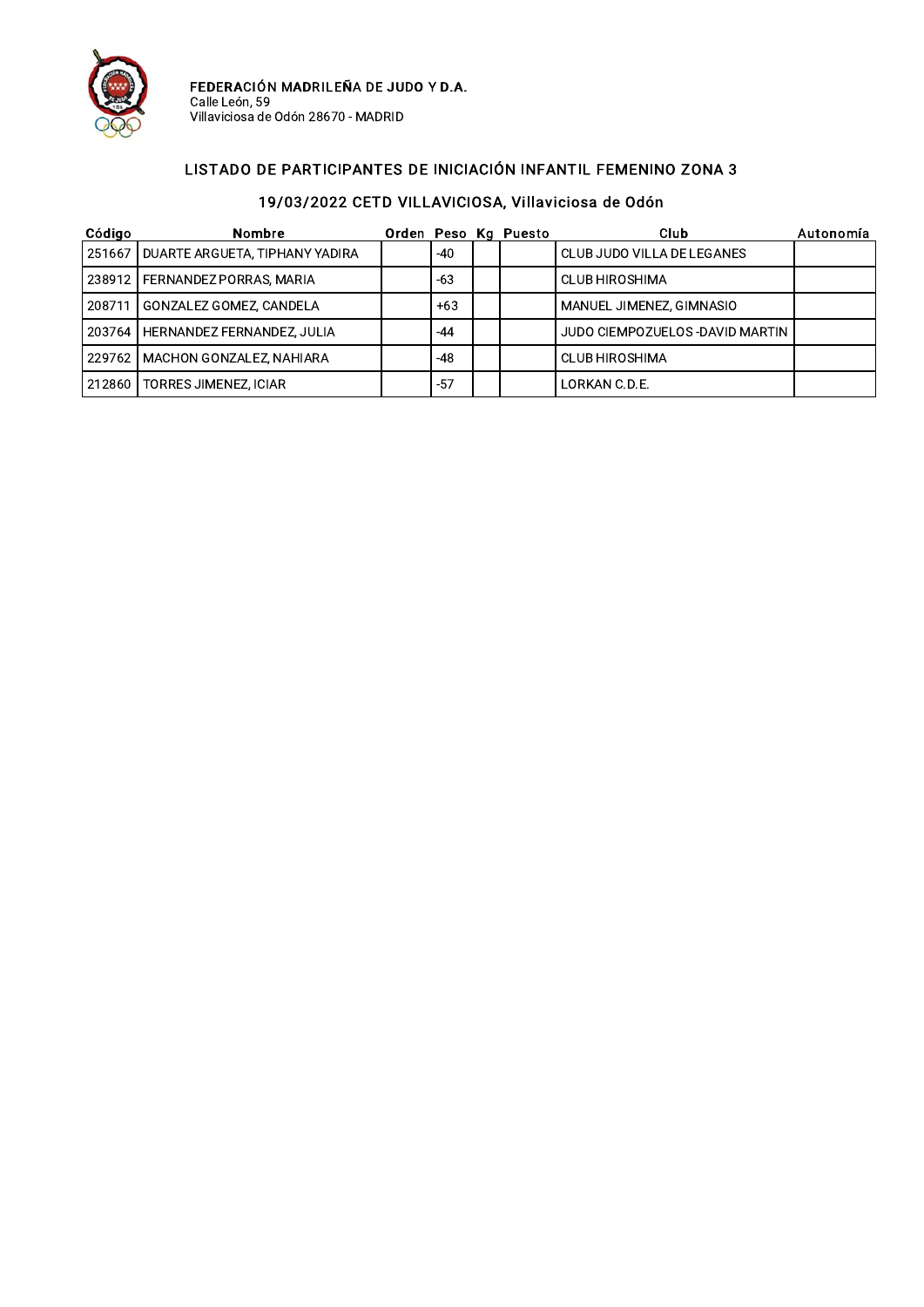**FEDERACIÓN MADRILEÑA DE JUDO Y D.A.**
Calle León, 59
Villaviciosa de Odón 28670 - MADRID

## LISTADO DE PARTICIPANTES DE INICIACIÓN INFANTIL FEMENINO ZONA 3

### 19/03/2022 CETD VILLAVICIOSA, Villaviciosa de Odón

| Código | Nombre | Orden | Peso | Kg | Puesto | Club | Autonomía |
|---|---|---|---|---|---|---|---|
| 251667 | DUARTE ARGUETA, TIPHANY YADIRA | | -40 | | | CLUB JUDO VILLA DE LEGANES | |
| 238912 | FERNANDEZ PORRAS, MARIA | | -63 | | | CLUB HIROSHIMA | |
| 208711 | GONZALEZ GOMEZ, CANDELA | | +63 | | | MANUEL JIMENEZ, GIMNASIO | |
| 203764 | HERNANDEZ FERNANDEZ, JULIA | | -44 | | | JUDO CIEMPOZUELOS -DAVID MARTIN | |
| 229762 | MACHON GONZALEZ, NAHIARA | | -48 | | | CLUB HIROSHIMA | |
| 212860 | TORRES JIMENEZ, ICIAR | | -57 | | | LORKAN C.D.E. | |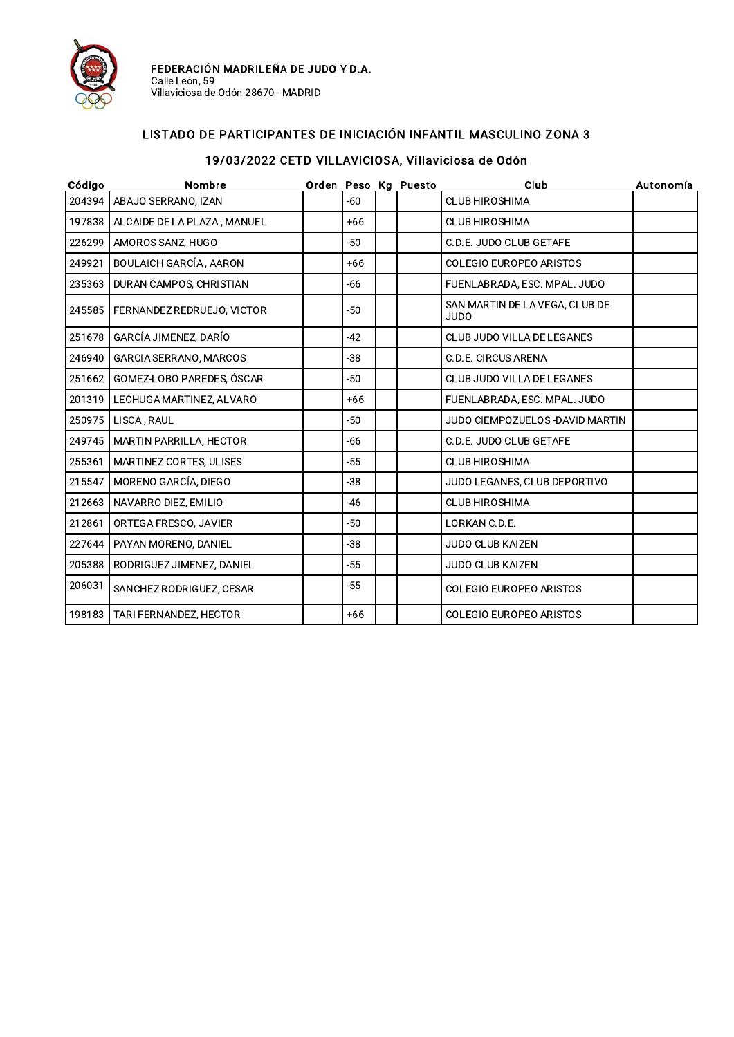**FEDERACIÓN MADRILEÑA DE JUDO Y D.A.**
Calle León, 59
Villaviciosa de Odón 28670 - MADRID

## LISTADO DE PARTICIPANTES DE INICIACIÓN INFANTIL MASCULINO ZONA 3

### 19/03/2022 CETD VILLAVICIOSA, Villaviciosa de Odón

| Código | Nombre | Orden | Peso | Kg | Puesto | Club | Autonomía |
|---|---|---|---|---|---|---|---|
| 204394 | ABAJO SERRANO, IZAN | | -60 | | | CLUB HIROSHIMA | |
| 197838 | ALCAIDE DE LA PLAZA , MANUEL | | +66 | | | CLUB HIROSHIMA | |
| 226299 | AMOROS SANZ, HUGO | | -50 | | | C.D.E. JUDO CLUB GETAFE | |
| 249921 | BOULAICH GARCÍA , AARON | | +66 | | | COLEGIO EUROPEO ARISTOS | |
| 235363 | DURAN CAMPOS, CHRISTIAN | | -66 | | | FUENLABRADA, ESC. MPAL. JUDO | |
| 245585 | FERNANDEZ REDRUEJO, VICTOR | | -50 | | | SAN MARTIN DE LA VEGA, CLUB DE JUDO | |
| 251678 | GARCÍA JIMENEZ, DARÍO | | -42 | | | CLUB JUDO VILLA DE LEGANES | |
| 246940 | GARCIA SERRANO, MARCOS | | -38 | | | C.D.E. CIRCUS ARENA | |
| 251662 | GOMEZ-LOBO PAREDES, ÓSCAR | | -50 | | | CLUB JUDO VILLA DE LEGANES | |
| 201319 | LECHUGA MARTINEZ, ALVARO | | +66 | | | FUENLABRADA, ESC. MPAL. JUDO | |
| 250975 | LISCA , RAUL | | -50 | | | JUDO CIEMPOZUELOS -DAVID MARTIN | |
| 249745 | MARTIN PARRILLA, HECTOR | | -66 | | | C.D.E. JUDO CLUB GETAFE | |
| 255361 | MARTINEZ CORTES, ULISES | | -55 | | | CLUB HIROSHIMA | |
| 215547 | MORENO GARCÍA, DIEGO | | -38 | | | JUDO LEGANES, CLUB DEPORTIVO | |
| 212663 | NAVARRO DIEZ, EMILIO | | -46 | | | CLUB HIROSHIMA | |
| 212861 | ORTEGA FRESCO, JAVIER | | -50 | | | LORKAN C.D.E. | |
| 227644 | PAYAN MORENO, DANIEL | | -38 | | | JUDO CLUB KAIZEN | |
| 205388 | RODRIGUEZ JIMENEZ, DANIEL | | -55 | | | JUDO CLUB KAIZEN | |
| 206031 | SANCHEZ RODRIGUEZ, CESAR | | -55 | | | COLEGIO EUROPEO ARISTOS | |
| 198183 | TARI FERNANDEZ, HECTOR | | +66 | | | COLEGIO EUROPEO ARISTOS | |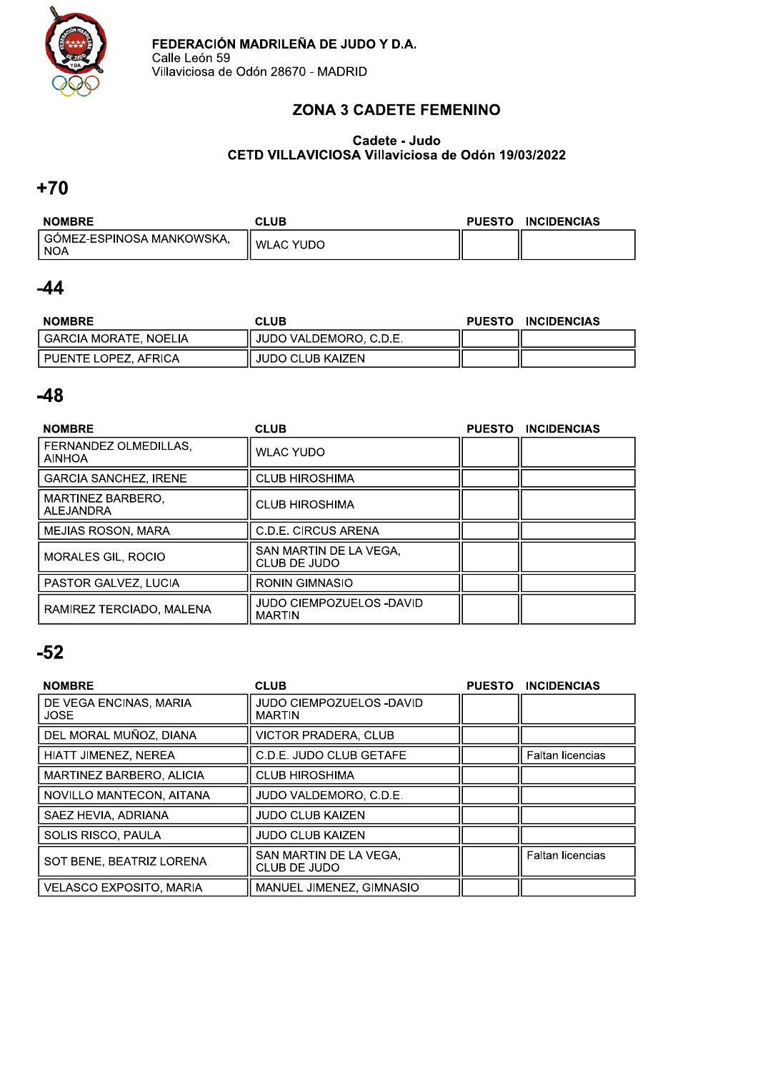FEDERACIÓN MADRILEÑA DE JUDO Y D.A.
Calle León 59
Villaviciosa de Odón 28670 - MADRID

## ZONA 3 CADETE FEMENINO

**Cadete - Judo**
**CETD VILLAVICIOSA Villaviciosa de Odón 19/03/2022**

## +70

| NOMBRE | CLUB | PUESTO | INCIDENCIAS |
|---|---|---|---|
| GÓMEZ-ESPINOSA MANKOWSKA, NOA | WLAC YUDO | | |

## -44

| NOMBRE | CLUB | PUESTO | INCIDENCIAS |
|---|---|---|---|
| GARCIA MORATE, NOELIA | JUDO VALDEMORO, C.D.E. | | |
| PUENTE LOPEZ, AFRICA | JUDO CLUB KAIZEN | | |

## -48

| NOMBRE | CLUB | PUESTO | INCIDENCIAS |
|---|---|---|---|
| FERNANDEZ OLMEDILLAS, AINHOA | WLAC YUDO | | |
| GARCIA SANCHEZ, IRENE | CLUB HIROSHIMA | | |
| MARTINEZ BARBERO, ALEJANDRA | CLUB HIROSHIMA | | |
| MEJIAS ROSON, MARA | C.D.E. CIRCUS ARENA | | |
| MORALES GIL, ROCIO | SAN MARTIN DE LA VEGA, CLUB DE JUDO | | |
| PASTOR GALVEZ, LUCIA | RONIN GIMNASIO | | |
| RAMIREZ TERCIADO, MALENA | JUDO CIEMPOZUELOS -DAVID MARTIN | | |

## -52

| NOMBRE | CLUB | PUESTO | INCIDENCIAS |
|---|---|---|---|
| DE VEGA ENCINAS, MARIA JOSE | JUDO CIEMPOZUELOS -DAVID MARTIN | | |
| DEL MORAL MUÑOZ, DIANA | VICTOR PRADERA, CLUB | | |
| HIATT JIMENEZ, NEREA | C.D.E. JUDO CLUB GETAFE | | Faltan licencias |
| MARTINEZ BARBERO, ALICIA | CLUB HIROSHIMA | | |
| NOVILLO MANTECON, AITANA | JUDO VALDEMORO, C.D.E. | | |
| SAEZ HEVIA, ADRIANA | JUDO CLUB KAIZEN | | |
| SOLIS RISCO, PAULA | JUDO CLUB KAIZEN | | |
| SOT BENE, BEATRIZ LORENA | SAN MARTIN DE LA VEGA, CLUB DE JUDO | | Faltan licencias |
| VELASCO EXPOSITO, MARIA | MANUEL JIMENEZ, GIMNASIO | | |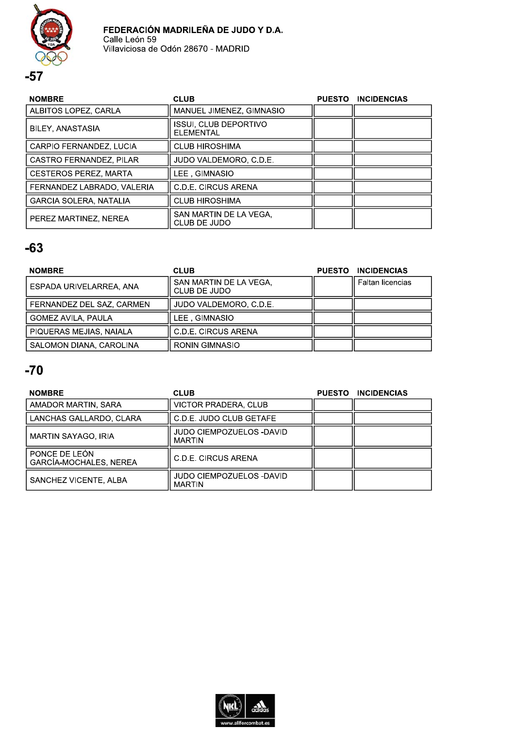**FEDERACIÓN MADRILEÑA DE JUDO Y D.A.**
Calle León 59
Villaviciosa de Odón 28670 - MADRID

## -57

| NOMBRE | CLUB | PUESTO | INCIDENCIAS |
|---|---|---|---|
| ALBITOS LOPEZ, CARLA | MANUEL JIMENEZ, GIMNASIO | | |
| BILEY, ANASTASIA | ISSUI, CLUB DEPORTIVO ELEMENTAL | | |
| CARPIO FERNANDEZ, LUCIA | CLUB HIROSHIMA | | |
| CASTRO FERNANDEZ, PILAR | JUDO VALDEMORO, C.D.E. | | |
| CESTEROS PEREZ, MARTA | LEE , GIMNASIO | | |
| FERNANDEZ LABRADO, VALERIA | C.D.E. CIRCUS ARENA | | |
| GARCIA SOLERA, NATALIA | CLUB HIROSHIMA | | |
| PEREZ MARTINEZ, NEREA | SAN MARTIN DE LA VEGA, CLUB DE JUDO | | |

## -63

| NOMBRE | CLUB | PUESTO | INCIDENCIAS |
|---|---|---|---|
| ESPADA URIVELARREA, ANA | SAN MARTIN DE LA VEGA, CLUB DE JUDO | | Faltan licencias |
| FERNANDEZ DEL SAZ, CARMEN | JUDO VALDEMORO, C.D.E. | | |
| GOMEZ AVILA, PAULA | LEE , GIMNASIO | | |
| PIQUERAS MEJIAS, NAIALA | C.D.E. CIRCUS ARENA | | |
| SALOMON DIANA, CAROLINA | RONIN GIMNASIO | | |

## -70

| NOMBRE | CLUB | PUESTO | INCIDENCIAS |
|---|---|---|---|
| AMADOR MARTIN, SARA | VICTOR PRADERA, CLUB | | |
| LANCHAS GALLARDO, CLARA | C.D.E. JUDO CLUB GETAFE | | |
| MARTIN SAYAGO, IRIA | JUDO CIEMPOZUELOS -DAVID MARTIN | | |
| PONCE DE LEÓN GARCÍA-MOCHALES, NEREA | C.D.E. CIRCUS ARENA | | |
| SANCHEZ VICENTE, ALBA | JUDO CIEMPOZUELOS -DAVID MARTIN | | |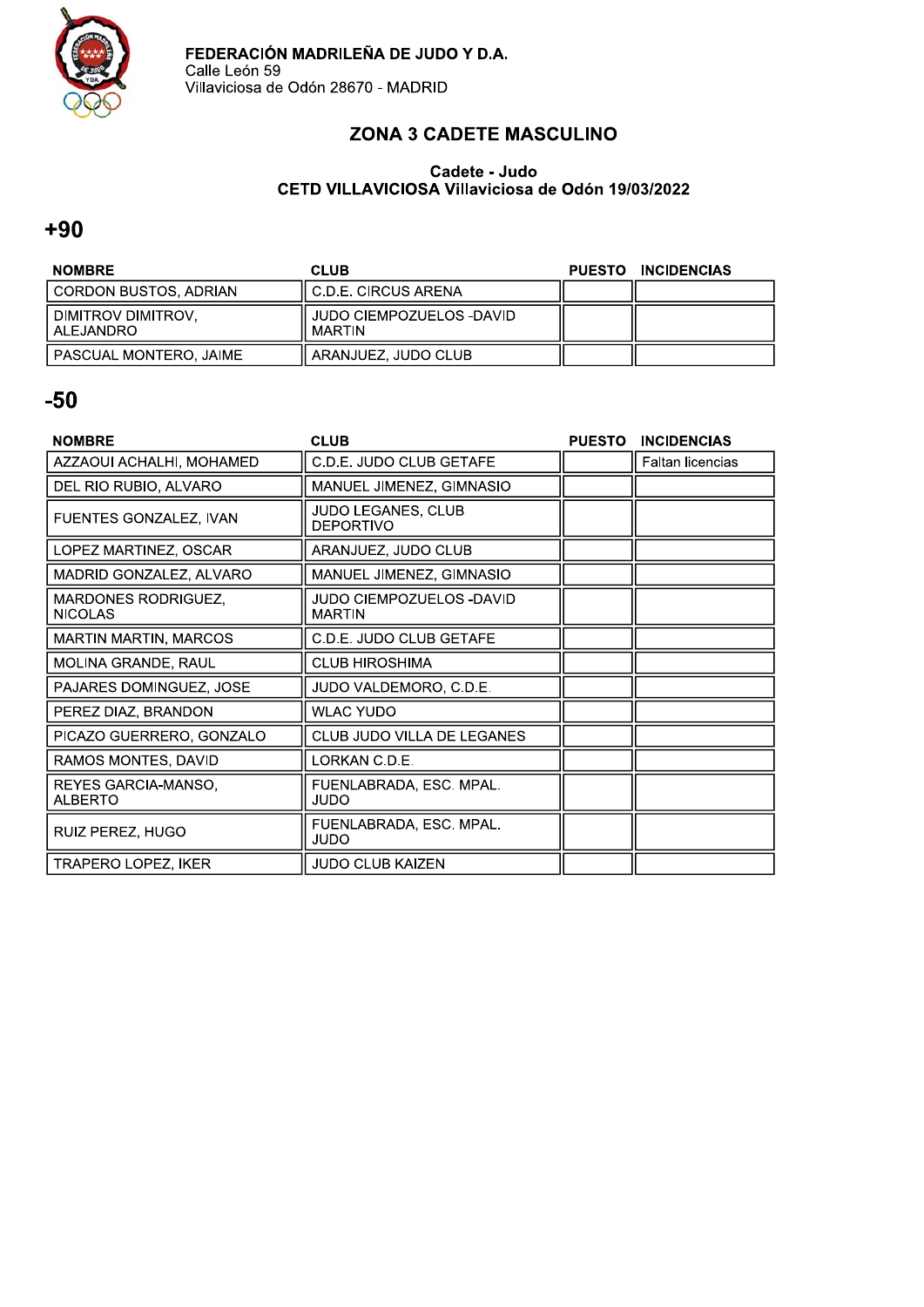**FEDERACIÓN MADRILEÑA DE JUDO Y D.A.**
Calle León 59
Villaviciosa de Odón 28670 - MADRID

## ZONA 3 CADETE MASCULINO

**Cadete - Judo**
**CETD VILLAVICIOSA Villaviciosa de Odón 19/03/2022**

# +90

| NOMBRE | CLUB | PUESTO | INCIDENCIAS |
|---|---|---|---|
| CORDON BUSTOS, ADRIAN | C.D.E. CIRCUS ARENA | | |
| DIMITROV DIMITROV, ALEJANDRO | JUDO CIEMPOZUELOS -DAVID MARTIN | | |
| PASCUAL MONTERO, JAIME | ARANJUEZ, JUDO CLUB | | |

# -50

| NOMBRE | CLUB | PUESTO | INCIDENCIAS |
|---|---|---|---|
| AZZAOUI ACHALHI, MOHAMED | C.D.E. JUDO CLUB GETAFE | | Faltan licencias |
| DEL RIO RUBIO, ALVARO | MANUEL JIMENEZ, GIMNASIO | | |
| FUENTES GONZALEZ, IVAN | JUDO LEGANES, CLUB DEPORTIVO | | |
| LOPEZ MARTINEZ, OSCAR | ARANJUEZ, JUDO CLUB | | |
| MADRID GONZALEZ, ALVARO | MANUEL JIMENEZ, GIMNASIO | | |
| MARDONES RODRIGUEZ, NICOLAS | JUDO CIEMPOZUELOS -DAVID MARTIN | | |
| MARTIN MARTIN, MARCOS | C.D.E. JUDO CLUB GETAFE | | |
| MOLINA GRANDE, RAUL | CLUB HIROSHIMA | | |
| PAJARES DOMINGUEZ, JOSE | JUDO VALDEMORO, C.D.E. | | |
| PEREZ DIAZ, BRANDON | WLAC YUDO | | |
| PICAZO GUERRERO, GONZALO | CLUB JUDO VILLA DE LEGANES | | |
| RAMOS MONTES, DAVID | LORKAN C.D.E. | | |
| REYES GARCIA-MANSO, ALBERTO | FUENLABRADA, ESC. MPAL. JUDO | | |
| RUIZ PEREZ, HUGO | FUENLABRADA, ESC. MPAL. JUDO | | |
| TRAPERO LOPEZ, IKER | JUDO CLUB KAIZEN | | |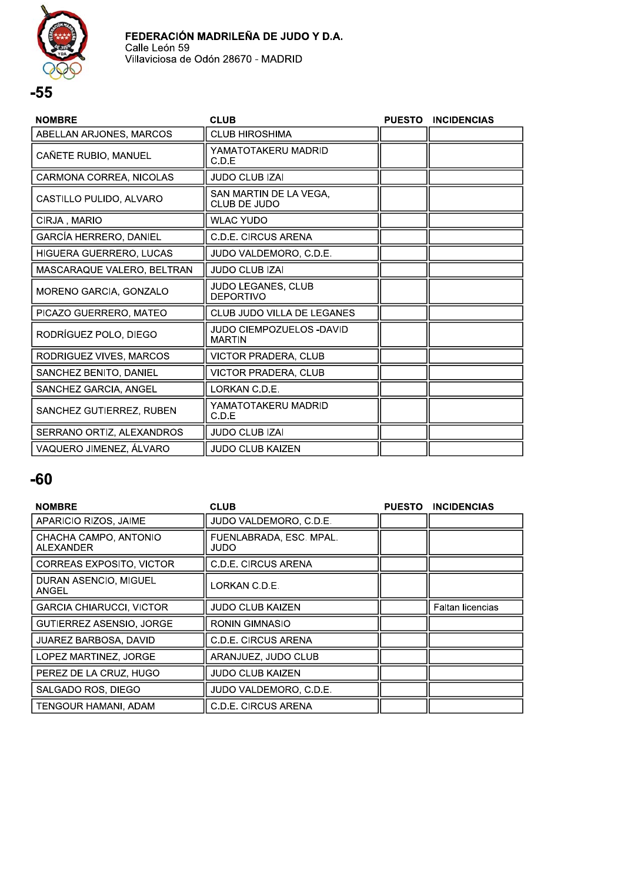**FEDERACIÓN MADRILEÑA DE JUDO Y D.A.**
Calle León 59
Villaviciosa de Odón 28670 - MADRID

# -55

| NOMBRE | CLUB | PUESTO | INCIDENCIAS |
|---|---|---|---|
| ABELLAN ARJONES, MARCOS | CLUB HIROSHIMA | | |
| CAÑETE RUBIO, MANUEL | YAMATOTAKERU MADRID C.D.E | | |
| CARMONA CORREA, NICOLAS | JUDO CLUB IZAI | | |
| CASTILLO PULIDO, ALVARO | SAN MARTIN DE LA VEGA, CLUB DE JUDO | | |
| CIRJA , MARIO | WLAC YUDO | | |
| GARCÍA HERRERO, DANIEL | C.D.E. CIRCUS ARENA | | |
| HIGUERA GUERRERO, LUCAS | JUDO VALDEMORO, C.D.E. | | |
| MASCARAQUE VALERO, BELTRAN | JUDO CLUB IZAI | | |
| MORENO GARCIA, GONZALO | JUDO LEGANES, CLUB DEPORTIVO | | |
| PICAZO GUERRERO, MATEO | CLUB JUDO VILLA DE LEGANES | | |
| RODRÍGUEZ POLO, DIEGO | JUDO CIEMPOZUELOS -DAVID MARTIN | | |
| RODRIGUEZ VIVES, MARCOS | VICTOR PRADERA, CLUB | | |
| SANCHEZ BENITO, DANIEL | VICTOR PRADERA, CLUB | | |
| SANCHEZ GARCIA, ANGEL | LORKAN C.D.E. | | |
| SANCHEZ GUTIERREZ, RUBEN | YAMATOTAKERU MADRID C.D.E | | |
| SERRANO ORTIZ, ALEXANDROS | JUDO CLUB IZAI | | |
| VAQUERO JIMENEZ, ÁLVARO | JUDO CLUB KAIZEN | | |

# -60

| NOMBRE | CLUB | PUESTO | INCIDENCIAS |
|---|---|---|---|
| APARICIO RIZOS, JAIME | JUDO VALDEMORO, C.D.E. | | |
| CHACHA CAMPO, ANTONIO ALEXANDER | FUENLABRADA, ESC. MPAL. JUDO | | |
| CORREAS EXPOSITO, VICTOR | C.D.E. CIRCUS ARENA | | |
| DURAN ASENCIO, MIGUEL ANGEL | LORKAN C.D.E. | | |
| GARCIA CHIARUCCI, VICTOR | JUDO CLUB KAIZEN | | Faltan licencias |
| GUTIERREZ ASENSIO, JORGE | RONIN GIMNASIO | | |
| JUAREZ BARBOSA, DAVID | C.D.E. CIRCUS ARENA | | |
| LOPEZ MARTINEZ, JORGE | ARANJUEZ, JUDO CLUB | | |
| PEREZ DE LA CRUZ, HUGO | JUDO CLUB KAIZEN | | |
| SALGADO ROS, DIEGO | JUDO VALDEMORO, C.D.E. | | |
| TENGOUR HAMANI, ADAM | C.D.E. CIRCUS ARENA | | |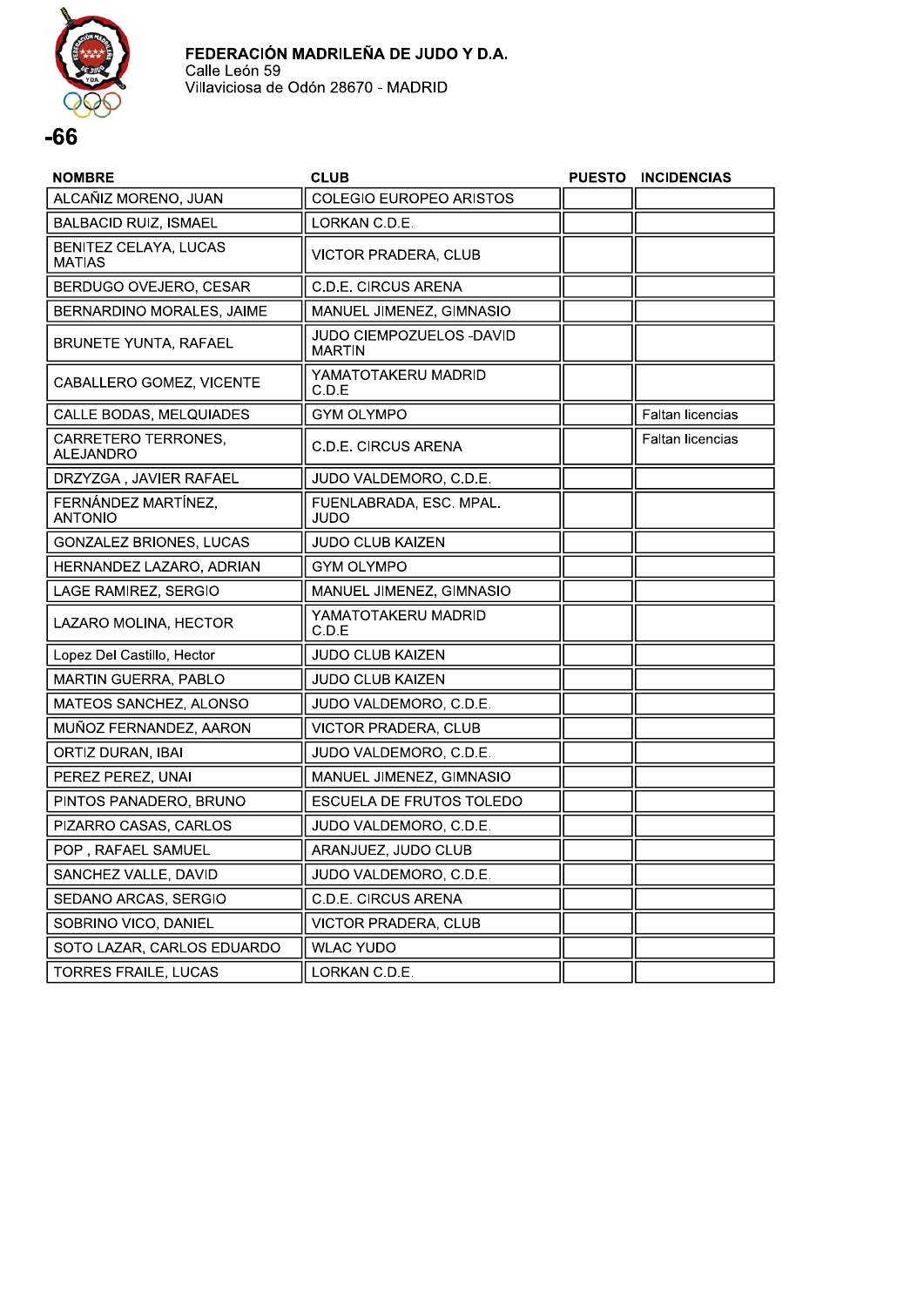**FEDERACIÓN MADRILEÑA DE JUDO Y D.A.**
Calle León 59
Villaviciosa de Odón 28670 - MADRID

# -66

| NOMBRE | CLUB | PUESTO | INCIDENCIAS |
|---|---|---|---|
| ALCAÑIZ MORENO, JUAN | COLEGIO EUROPEO ARISTOS | | |
| BALBACID RUIZ, ISMAEL | LORKAN C.D.E. | | |
| BENITEZ CELAYA, LUCAS MATIAS | VICTOR PRADERA, CLUB | | |
| BERDUGO OVEJERO, CESAR | C.D.E. CIRCUS ARENA | | |
| BERNARDINO MORALES, JAIME | MANUEL JIMENEZ, GIMNASIO | | |
| BRUNETE YUNTA, RAFAEL | JUDO CIEMPOZUELOS -DAVID MARTIN | | |
| CABALLERO GOMEZ, VICENTE | YAMATOTAKERU MADRID C.D.E | | |
| CALLE BODAS, MELQUIADES | GYM OLYMPO | | Faltan licencias |
| CARRETERO TERRONES, ALEJANDRO | C.D.E. CIRCUS ARENA | | Faltan licencias |
| DRZYZGA , JAVIER RAFAEL | JUDO VALDEMORO, C.D.E. | | |
| FERNÁNDEZ MARTÍNEZ, ANTONIO | FUENLABRADA, ESC. MPAL. JUDO | | |
| GONZALEZ BRIONES, LUCAS | JUDO CLUB KAIZEN | | |
| HERNANDEZ LAZARO, ADRIAN | GYM OLYMPO | | |
| LAGE RAMIREZ, SERGIO | MANUEL JIMENEZ, GIMNASIO | | |
| LAZARO MOLINA, HECTOR | YAMATOTAKERU MADRID C.D.E | | |
| Lopez Del Castillo, Hector | JUDO CLUB KAIZEN | | |
| MARTIN GUERRA, PABLO | JUDO CLUB KAIZEN | | |
| MATEOS SANCHEZ, ALONSO | JUDO VALDEMORO, C.D.E. | | |
| MUÑOZ FERNANDEZ, AARON | VICTOR PRADERA, CLUB | | |
| ORTIZ DURAN, IBAI | JUDO VALDEMORO, C.D.E. | | |
| PEREZ PEREZ, UNAI | MANUEL JIMENEZ, GIMNASIO | | |
| PINTOS PANADERO, BRUNO | ESCUELA DE FRUTOS TOLEDO | | |
| PIZARRO CASAS, CARLOS | JUDO VALDEMORO, C.D.E. | | |
| POP , RAFAEL SAMUEL | ARANJUEZ, JUDO CLUB | | |
| SANCHEZ VALLE, DAVID | JUDO VALDEMORO, C.D.E. | | |
| SEDANO ARCAS, SERGIO | C.D.E. CIRCUS ARENA | | |
| SOBRINO VICO, DANIEL | VICTOR PRADERA, CLUB | | |
| SOTO LAZAR, CARLOS EDUARDO | WLAC YUDO | | |
| TORRES FRAILE, LUCAS | LORKAN C.D.E. | | |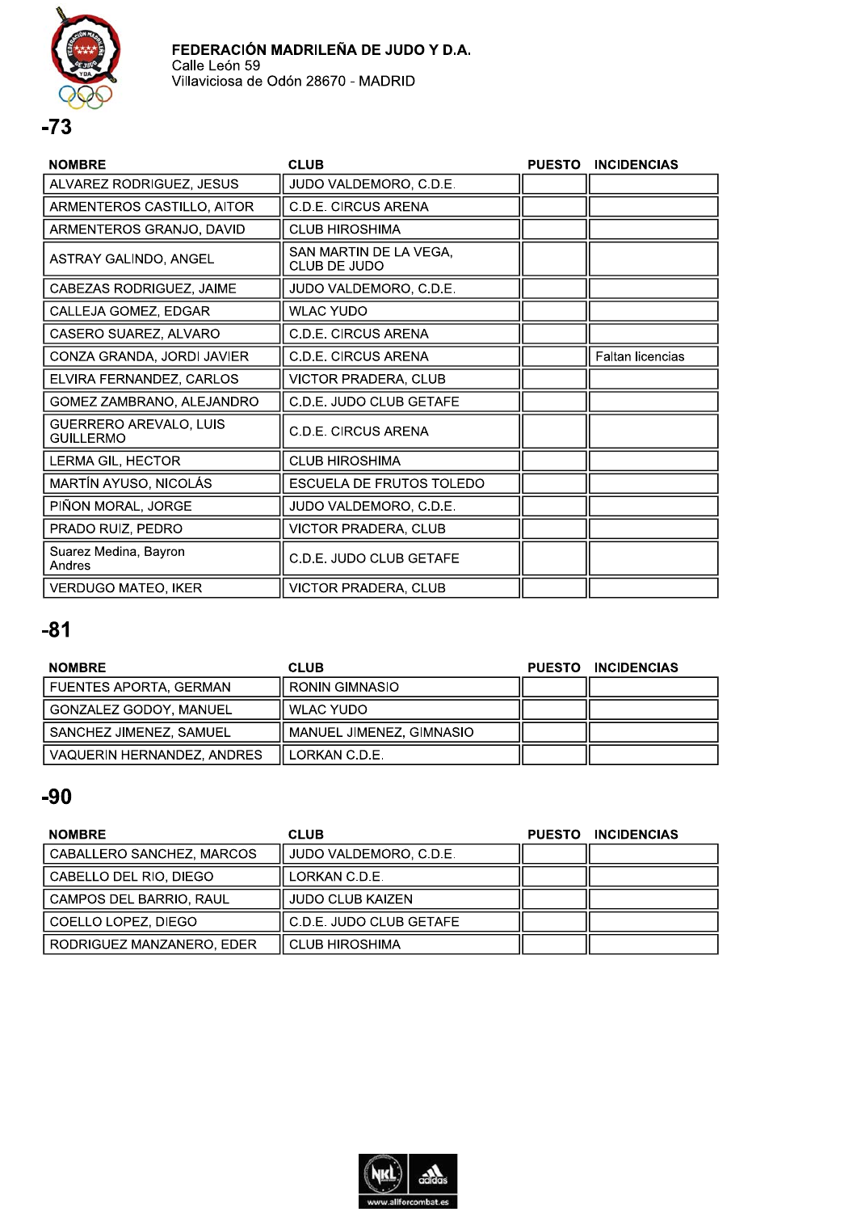**FEDERACIÓN MADRILEÑA DE JUDO Y D.A.**
Calle León 59
Villaviciosa de Odón 28670 - MADRID

## -73

| NOMBRE | CLUB | PUESTO | INCIDENCIAS |
|---|---|---|---|
| ALVAREZ RODRIGUEZ, JESUS | JUDO VALDEMORO, C.D.E. | | |
| ARMENTEROS CASTILLO, AITOR | C.D.E. CIRCUS ARENA | | |
| ARMENTEROS GRANJO, DAVID | CLUB HIROSHIMA | | |
| ASTRAY GALINDO, ANGEL | SAN MARTIN DE LA VEGA, CLUB DE JUDO | | |
| CABEZAS RODRIGUEZ, JAIME | JUDO VALDEMORO, C.D.E. | | |
| CALLEJA GOMEZ, EDGAR | WLAC YUDO | | |
| CASERO SUAREZ, ALVARO | C.D.E. CIRCUS ARENA | | |
| CONZA GRANDA, JORDI JAVIER | C.D.E. CIRCUS ARENA | | Faltan licencias |
| ELVIRA FERNANDEZ, CARLOS | VICTOR PRADERA, CLUB | | |
| GOMEZ ZAMBRANO, ALEJANDRO | C.D.E. JUDO CLUB GETAFE | | |
| GUERRERO AREVALO, LUIS GUILLERMO | C.D.E. CIRCUS ARENA | | |
| LERMA GIL, HECTOR | CLUB HIROSHIMA | | |
| MARTÍN AYUSO, NICOLÁS | ESCUELA DE FRUTOS TOLEDO | | |
| PIÑON MORAL, JORGE | JUDO VALDEMORO, C.D.E. | | |
| PRADO RUIZ, PEDRO | VICTOR PRADERA, CLUB | | |
| Suarez Medina, Bayron Andres | C.D.E. JUDO CLUB GETAFE | | |
| VERDUGO MATEO, IKER | VICTOR PRADERA, CLUB | | |

## -81

| NOMBRE | CLUB | PUESTO | INCIDENCIAS |
|---|---|---|---|
| FUENTES APORTA, GERMAN | RONIN GIMNASIO | | |
| GONZALEZ GODOY, MANUEL | WLAC YUDO | | |
| SANCHEZ JIMENEZ, SAMUEL | MANUEL JIMENEZ, GIMNASIO | | |
| VAQUERIN HERNANDEZ, ANDRES | LORKAN C.D.E. | | |

## -90

| NOMBRE | CLUB | PUESTO | INCIDENCIAS |
|---|---|---|---|
| CABALLERO SANCHEZ, MARCOS | JUDO VALDEMORO, C.D.E. | | |
| CABELLO DEL RIO, DIEGO | LORKAN C.D.E. | | |
| CAMPOS DEL BARRIO, RAUL | JUDO CLUB KAIZEN | | |
| COELLO LOPEZ, DIEGO | C.D.E. JUDO CLUB GETAFE | | |
| RODRIGUEZ MANZANERO, EDER | CLUB HIROSHIMA | | |

www.allforcombat.es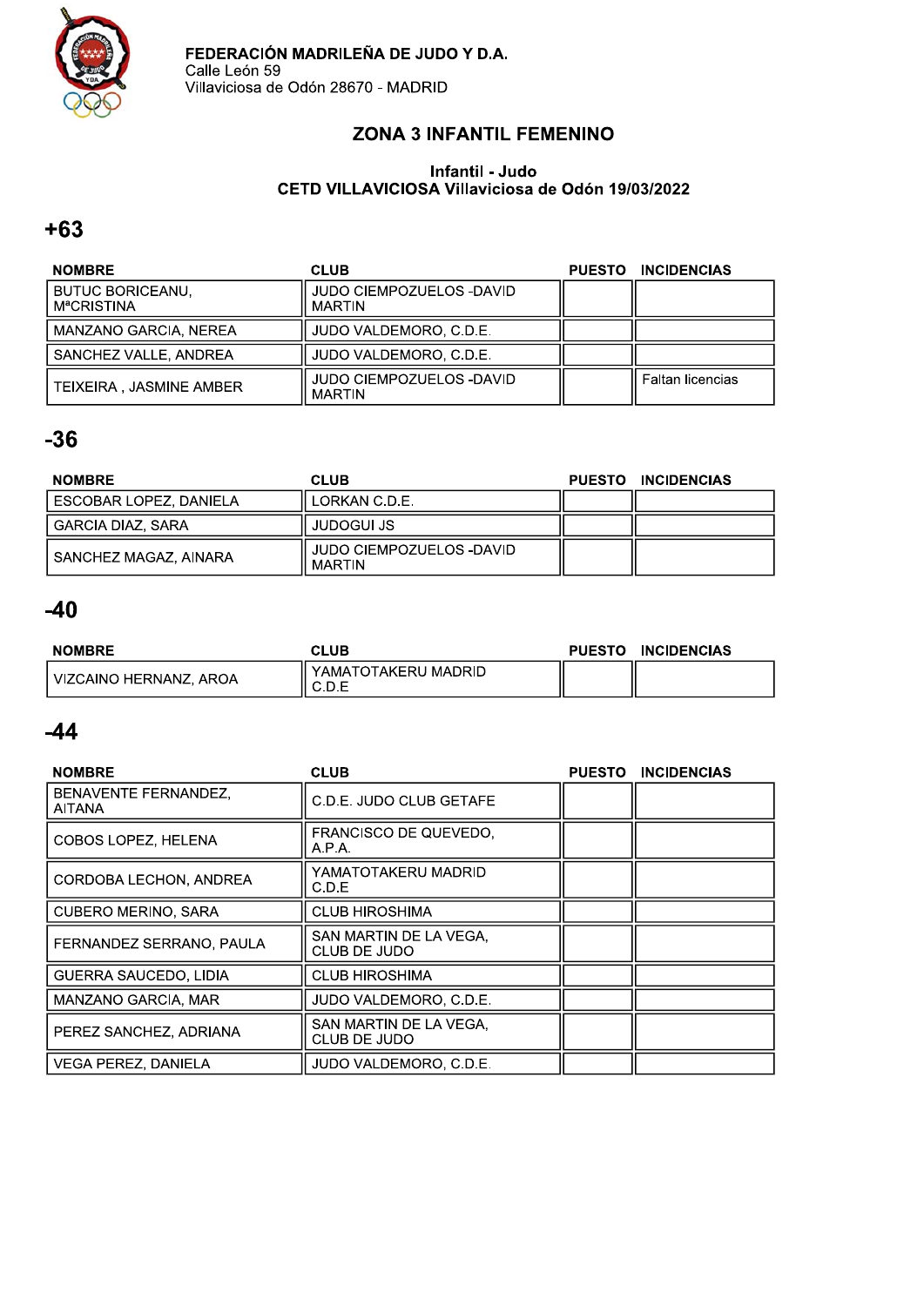FEDERACIÓN MADRILEÑA DE JUDO Y D.A.
Calle León 59
Villaviciosa de Odón 28670 - MADRID

## ZONA 3 INFANTIL FEMENINO

**Infantil - Judo**
**CETD VILLAVICIOSA Villaviciosa de Odón 19/03/2022**

## +63

| NOMBRE | CLUB | PUESTO | INCIDENCIAS |
|---|---|---|---|
| BUTUC BORICEANU, MªCRISTINA | JUDO CIEMPOZUELOS -DAVID MARTIN | | |
| MANZANO GARCIA, NEREA | JUDO VALDEMORO, C.D.E. | | |
| SANCHEZ VALLE, ANDREA | JUDO VALDEMORO, C.D.E. | | |
| TEIXEIRA , JASMINE AMBER | JUDO CIEMPOZUELOS -DAVID MARTIN | | Faltan licencias |

## -36

| NOMBRE | CLUB | PUESTO | INCIDENCIAS |
|---|---|---|---|
| ESCOBAR LOPEZ, DANIELA | LORKAN C.D.E. | | |
| GARCIA DIAZ, SARA | JUDOGUI JS | | |
| SANCHEZ MAGAZ, AINARA | JUDO CIEMPOZUELOS -DAVID MARTIN | | |

## -40

| NOMBRE | CLUB | PUESTO | INCIDENCIAS |
|---|---|---|---|
| VIZCAINO HERNANZ, AROA | YAMATOTAKERU MADRID C.D.E | | |

## -44

| NOMBRE | CLUB | PUESTO | INCIDENCIAS |
|---|---|---|---|
| BENAVENTE FERNANDEZ, AITANA | C.D.E. JUDO CLUB GETAFE | | |
| COBOS LOPEZ, HELENA | FRANCISCO DE QUEVEDO, A.P.A. | | |
| CORDOBA LECHON, ANDREA | YAMATOTAKERU MADRID C.D.E | | |
| CUBERO MERINO, SARA | CLUB HIROSHIMA | | |
| FERNANDEZ SERRANO, PAULA | SAN MARTIN DE LA VEGA, CLUB DE JUDO | | |
| GUERRA SAUCEDO, LIDIA | CLUB HIROSHIMA | | |
| MANZANO GARCIA, MAR | JUDO VALDEMORO, C.D.E. | | |
| PEREZ SANCHEZ, ADRIANA | SAN MARTIN DE LA VEGA, CLUB DE JUDO | | |
| VEGA PEREZ, DANIELA | JUDO VALDEMORO, C.D.E. | | |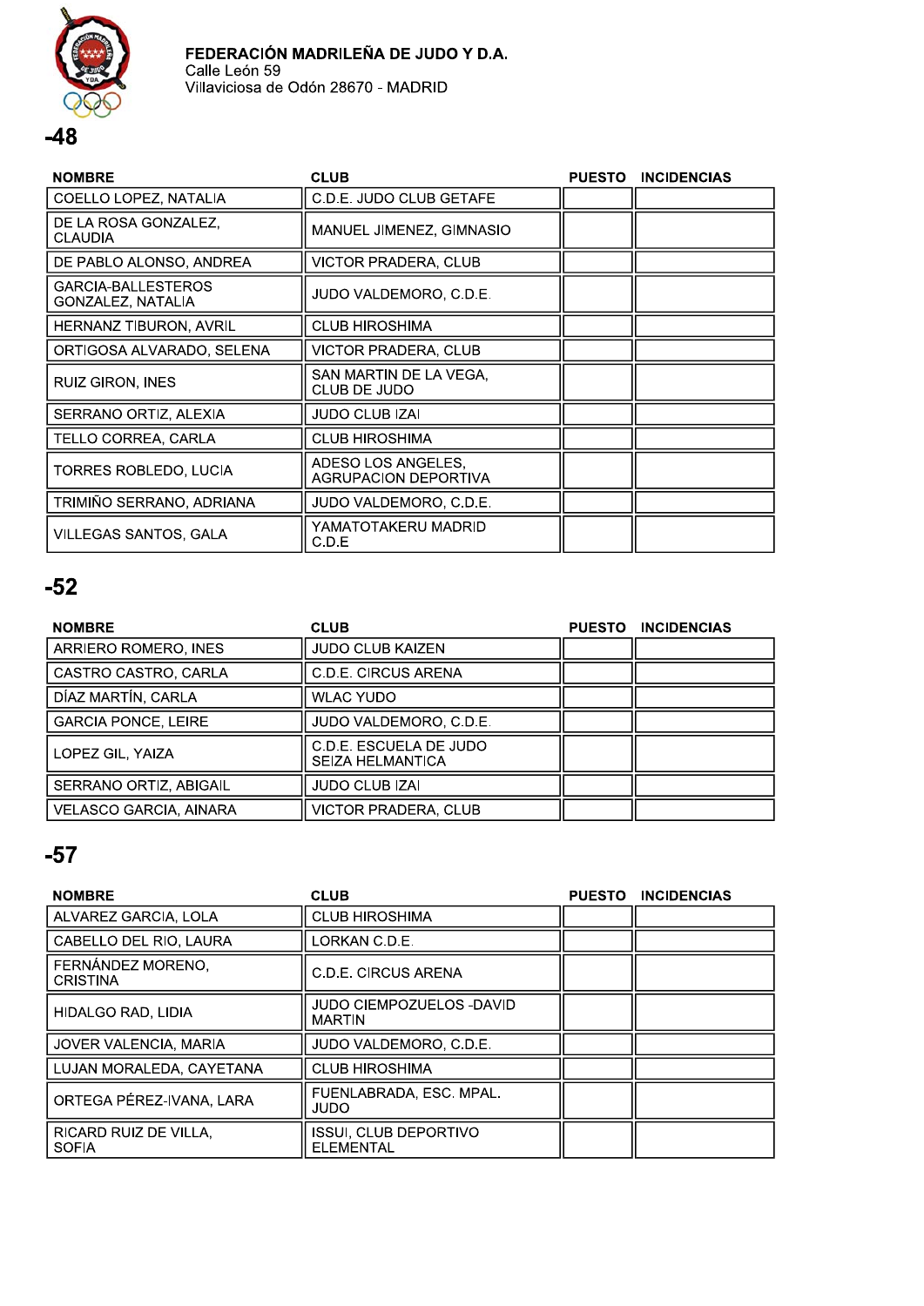**FEDERACIÓN MADRILEÑA DE JUDO Y D.A.**
Calle León 59
Villaviciosa de Odón 28670 - MADRID

## -48

| NOMBRE | CLUB | PUESTO | INCIDENCIAS |
|---|---|---|---|
| COELLO LOPEZ, NATALIA | C.D.E. JUDO CLUB GETAFE | | |
| DE LA ROSA GONZALEZ, CLAUDIA | MANUEL JIMENEZ, GIMNASIO | | |
| DE PABLO ALONSO, ANDREA | VICTOR PRADERA, CLUB | | |
| GARCIA-BALLESTEROS GONZALEZ, NATALIA | JUDO VALDEMORO, C.D.E. | | |
| HERNANZ TIBURON, AVRIL | CLUB HIROSHIMA | | |
| ORTIGOSA ALVARADO, SELENA | VICTOR PRADERA, CLUB | | |
| RUIZ GIRON, INES | SAN MARTIN DE LA VEGA, CLUB DE JUDO | | |
| SERRANO ORTIZ, ALEXIA | JUDO CLUB IZAI | | |
| TELLO CORREA, CARLA | CLUB HIROSHIMA | | |
| TORRES ROBLEDO, LUCIA | ADESO LOS ANGELES, AGRUPACION DEPORTIVA | | |
| TRIMIÑO SERRANO, ADRIANA | JUDO VALDEMORO, C.D.E. | | |
| VILLEGAS SANTOS, GALA | YAMATOTAKERU MADRID C.D.E | | |

## -52

| NOMBRE | CLUB | PUESTO | INCIDENCIAS |
|---|---|---|---|
| ARRIERO ROMERO, INES | JUDO CLUB KAIZEN | | |
| CASTRO CASTRO, CARLA | C.D.E. CIRCUS ARENA | | |
| DÍAZ MARTÍN, CARLA | WLAC YUDO | | |
| GARCIA PONCE, LEIRE | JUDO VALDEMORO, C.D.E. | | |
| LOPEZ GIL, YAIZA | C.D.E. ESCUELA DE JUDO SEIZA HELMANTICA | | |
| SERRANO ORTIZ, ABIGAIL | JUDO CLUB IZAI | | |
| VELASCO GARCIA, AINARA | VICTOR PRADERA, CLUB | | |

## -57

| NOMBRE | CLUB | PUESTO | INCIDENCIAS |
|---|---|---|---|
| ALVAREZ GARCIA, LOLA | CLUB HIROSHIMA | | |
| CABELLO DEL RIO, LAURA | LORKAN C.D.E. | | |
| FERNÁNDEZ MORENO, CRISTINA | C.D.E. CIRCUS ARENA | | |
| HIDALGO RAD, LIDIA | JUDO CIEMPOZUELOS -DAVID MARTIN | | |
| JOVER VALENCIA, MARIA | JUDO VALDEMORO, C.D.E. | | |
| LUJAN MORALEDA, CAYETANA | CLUB HIROSHIMA | | |
| ORTEGA PÉREZ-IVANA, LARA | FUENLABRADA, ESC. MPAL. JUDO | | |
| RICARD RUIZ DE VILLA, SOFIA | ISSUI, CLUB DEPORTIVO ELEMENTAL | | |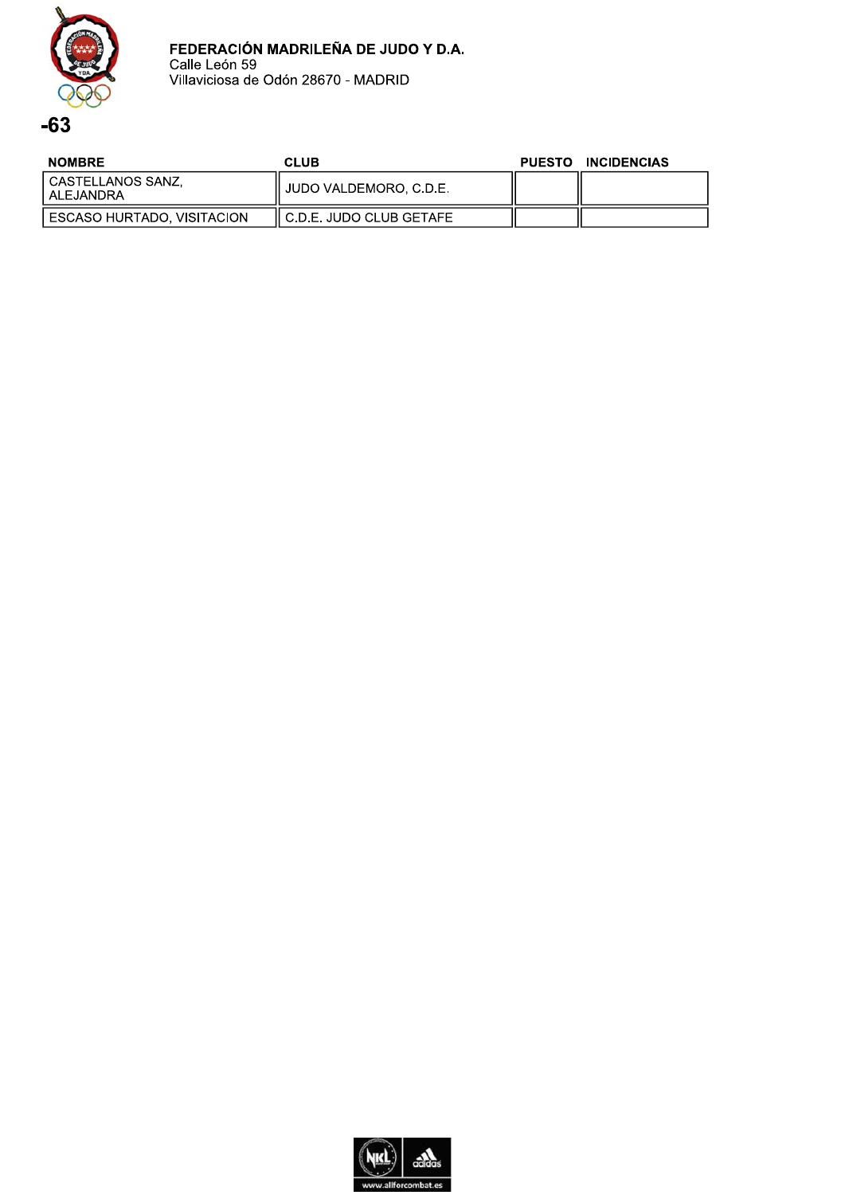**FEDERACIÓN MADRILEÑA DE JUDO Y D.A.**
Calle León 59
Villaviciosa de Odón 28670 - MADRID

# -63

| NOMBRE | CLUB | PUESTO | INCIDENCIAS |
|---|---|---|---|
| CASTELLANOS SANZ, ALEJANDRA | JUDO VALDEMORO, C.D.E. | | |
| ESCASO HURTADO, VISITACION | C.D.E. JUDO CLUB GETAFE | | |

www.allforcombat.es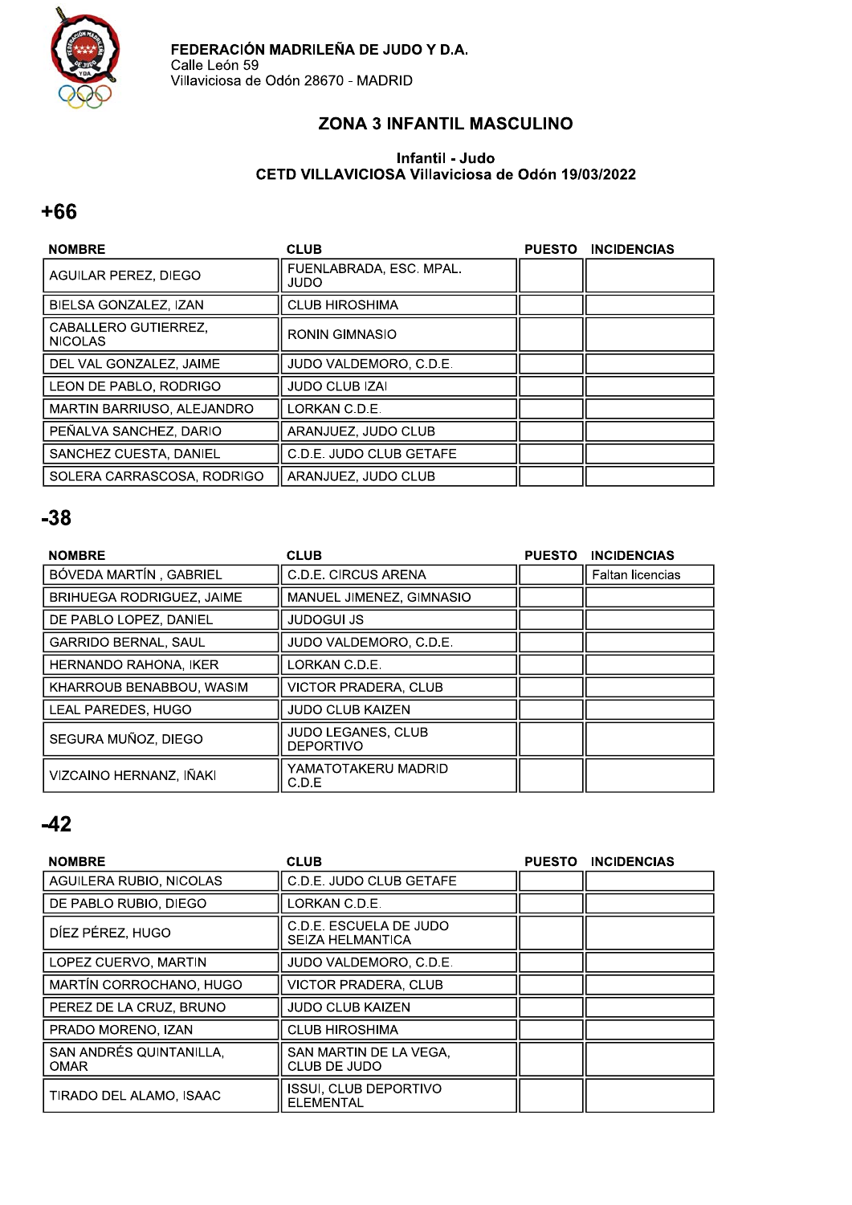FEDERACIÓN MADRILEÑA DE JUDO Y D.A.
Calle León 59
Villaviciosa de Odón 28670 - MADRID

## ZONA 3 INFANTIL MASCULINO

### Infantil - Judo
### CETD VILLAVICIOSA Villaviciosa de Odón 19/03/2022

## +66

| NOMBRE | CLUB | PUESTO | INCIDENCIAS |
|---|---|---|---|
| AGUILAR PEREZ, DIEGO | FUENLABRADA, ESC. MPAL. JUDO | | |
| BIELSA GONZALEZ, IZAN | CLUB HIROSHIMA | | |
| CABALLERO GUTIERREZ, NICOLAS | RONIN GIMNASIO | | |
| DEL VAL GONZALEZ, JAIME | JUDO VALDEMORO, C.D.E. | | |
| LEON DE PABLO, RODRIGO | JUDO CLUB IZAI | | |
| MARTIN BARRIUSO, ALEJANDRO | LORKAN C.D.E. | | |
| PEÑALVA SANCHEZ, DARIO | ARANJUEZ, JUDO CLUB | | |
| SANCHEZ CUESTA, DANIEL | C.D.E. JUDO CLUB GETAFE | | |
| SOLERA CARRASCOSA, RODRIGO | ARANJUEZ, JUDO CLUB | | |

## -38

| NOMBRE | CLUB | PUESTO | INCIDENCIAS |
|---|---|---|---|
| BÓVEDA MARTÍN , GABRIEL | C.D.E. CIRCUS ARENA | | Faltan licencias |
| BRIHUEGA RODRIGUEZ, JAIME | MANUEL JIMENEZ, GIMNASIO | | |
| DE PABLO LOPEZ, DANIEL | JUDOGUI JS | | |
| GARRIDO BERNAL, SAUL | JUDO VALDEMORO, C.D.E. | | |
| HERNANDO RAHONA, IKER | LORKAN C.D.E. | | |
| KHARROUB BENABBOU, WASIM | VICTOR PRADERA, CLUB | | |
| LEAL PAREDES, HUGO | JUDO CLUB KAIZEN | | |
| SEGURA MUÑOZ, DIEGO | JUDO LEGANES, CLUB DEPORTIVO | | |
| VIZCAINO HERNANZ, IÑAKI | YAMATOTAKERU MADRID C.D.E | | |

## -42

| NOMBRE | CLUB | PUESTO | INCIDENCIAS |
|---|---|---|---|
| AGUILERA RUBIO, NICOLAS | C.D.E. JUDO CLUB GETAFE | | |
| DE PABLO RUBIO, DIEGO | LORKAN C.D.E. | | |
| DÍEZ PÉREZ, HUGO | C.D.E. ESCUELA DE JUDO SEIZA HELMANTICA | | |
| LOPEZ CUERVO, MARTIN | JUDO VALDEMORO, C.D.E. | | |
| MARTÍN CORROCHANO, HUGO | VICTOR PRADERA, CLUB | | |
| PEREZ DE LA CRUZ, BRUNO | JUDO CLUB KAIZEN | | |
| PRADO MORENO, IZAN | CLUB HIROSHIMA | | |
| SAN ANDRÉS QUINTANILLA, OMAR | SAN MARTIN DE LA VEGA, CLUB DE JUDO | | |
| TIRADO DEL ALAMO, ISAAC | ISSUI, CLUB DEPORTIVO ELEMENTAL | | |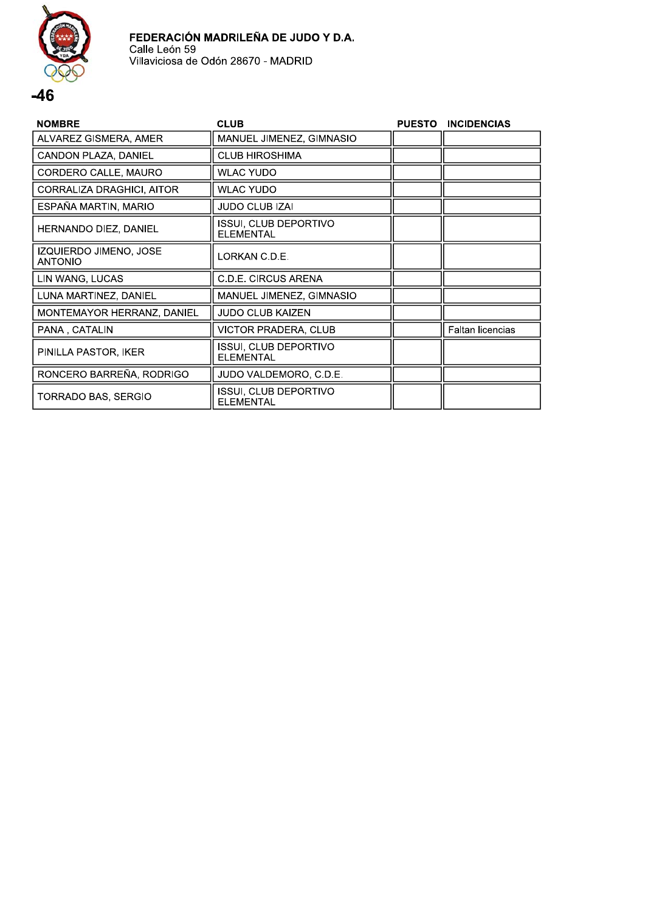**FEDERACIÓN MADRILEÑA DE JUDO Y D.A.**
Calle León 59
Villaviciosa de Odón 28670 - MADRID

# -46

| NOMBRE | CLUB | PUESTO | INCIDENCIAS |
|---|---|---|---|
| ALVAREZ GISMERA, AMER | MANUEL JIMENEZ, GIMNASIO | | |
| CANDON PLAZA, DANIEL | CLUB HIROSHIMA | | |
| CORDERO CALLE, MAURO | WLAC YUDO | | |
| CORRALIZA DRAGHICI, AITOR | WLAC YUDO | | |
| ESPAÑA MARTIN, MARIO | JUDO CLUB IZAI | | |
| HERNANDO DIEZ, DANIEL | ISSUI, CLUB DEPORTIVO ELEMENTAL | | |
| IZQUIERDO JIMENO, JOSE ANTONIO | LORKAN C.D.E. | | |
| LIN WANG, LUCAS | C.D.E. CIRCUS ARENA | | |
| LUNA MARTINEZ, DANIEL | MANUEL JIMENEZ, GIMNASIO | | |
| MONTEMAYOR HERRANZ, DANIEL | JUDO CLUB KAIZEN | | |
| PANA , CATALIN | VICTOR PRADERA, CLUB | | Faltan licencias |
| PINILLA PASTOR, IKER | ISSUI, CLUB DEPORTIVO ELEMENTAL | | |
| RONCERO BARREÑA, RODRIGO | JUDO VALDEMORO, C.D.E. | | |
| TORRADO BAS, SERGIO | ISSUI, CLUB DEPORTIVO ELEMENTAL | | |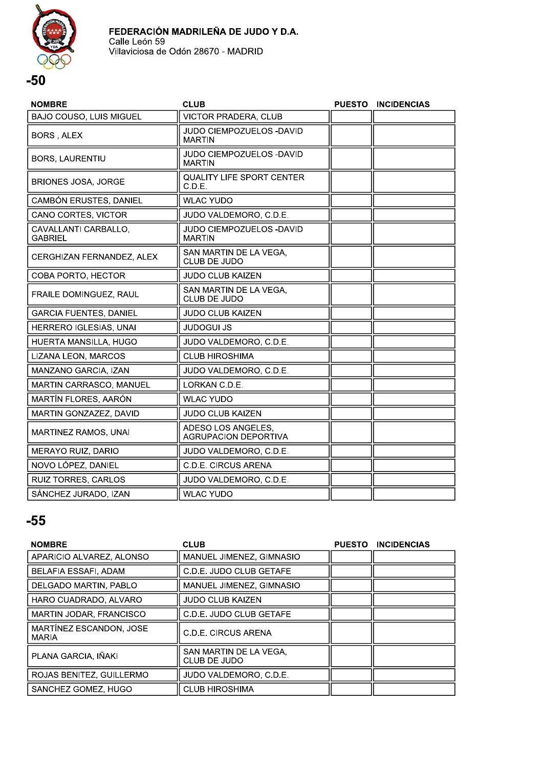**FEDERACIÓN MADRILEÑA DE JUDO Y D.A.**
Calle León 59
Villaviciosa de Odón 28670 - MADRID

## -50

| NOMBRE | CLUB | PUESTO | INCIDENCIAS |
|---|---|---|---|
| BAJO COUSO, LUIS MIGUEL | VICTOR PRADERA, CLUB | | |
| BORS , ALEX | JUDO CIEMPOZUELOS -DAVID MARTIN | | |
| BORS, LAURENTIU | JUDO CIEMPOZUELOS -DAVID MARTIN | | |
| BRIONES JOSA, JORGE | QUALITY LIFE SPORT CENTER C.D.E. | | |
| CAMBÓN ERUSTES, DANIEL | WLAC YUDO | | |
| CANO CORTES, VICTOR | JUDO VALDEMORO, C.D.E. | | |
| CAVALLANTI CARBALLO, GABRIEL | JUDO CIEMPOZUELOS -DAVID MARTIN | | |
| CERGHIZAN FERNANDEZ, ALEX | SAN MARTIN DE LA VEGA, CLUB DE JUDO | | |
| COBA PORTO, HECTOR | JUDO CLUB KAIZEN | | |
| FRAILE DOMINGUEZ, RAUL | SAN MARTIN DE LA VEGA, CLUB DE JUDO | | |
| GARCIA FUENTES, DANIEL | JUDO CLUB KAIZEN | | |
| HERRERO IGLESIAS, UNAI | JUDOGUI JS | | |
| HUERTA MANSILLA, HUGO | JUDO VALDEMORO, C.D.E. | | |
| LIZANA LEON, MARCOS | CLUB HIROSHIMA | | |
| MANZANO GARCIA, IZAN | JUDO VALDEMORO, C.D.E. | | |
| MARTIN CARRASCO, MANUEL | LORKAN C.D.E. | | |
| MARTÍN FLORES, AARÓN | WLAC YUDO | | |
| MARTIN GONZAZEZ, DAVID | JUDO CLUB KAIZEN | | |
| MARTINEZ RAMOS, UNAI | ADESO LOS ANGELES, AGRUPACION DEPORTIVA | | |
| MERAYO RUIZ, DARIO | JUDO VALDEMORO, C.D.E. | | |
| NOVO LÓPEZ, DANIEL | C.D.E. CIRCUS ARENA | | |
| RUIZ TORRES, CARLOS | JUDO VALDEMORO, C.D.E. | | |
| SÁNCHEZ JURADO, IZAN | WLAC YUDO | | |

## -55

| NOMBRE | CLUB | PUESTO | INCIDENCIAS |
|---|---|---|---|
| APARICIO ALVAREZ, ALONSO | MANUEL JIMENEZ, GIMNASIO | | |
| BELAFIA ESSAFI, ADAM | C.D.E. JUDO CLUB GETAFE | | |
| DELGADO MARTIN, PABLO | MANUEL JIMENEZ, GIMNASIO | | |
| HARO CUADRADO, ALVARO | JUDO CLUB KAIZEN | | |
| MARTIN JODAR, FRANCISCO | C.D.E. JUDO CLUB GETAFE | | |
| MARTÍNEZ ESCANDON, JOSE MARIA | C.D.E. CIRCUS ARENA | | |
| PLANA GARCIA, IÑAKI | SAN MARTIN DE LA VEGA, CLUB DE JUDO | | |
| ROJAS BENITEZ, GUILLERMO | JUDO VALDEMORO, C.D.E. | | |
| SANCHEZ GOMEZ, HUGO | CLUB HIROSHIMA | | |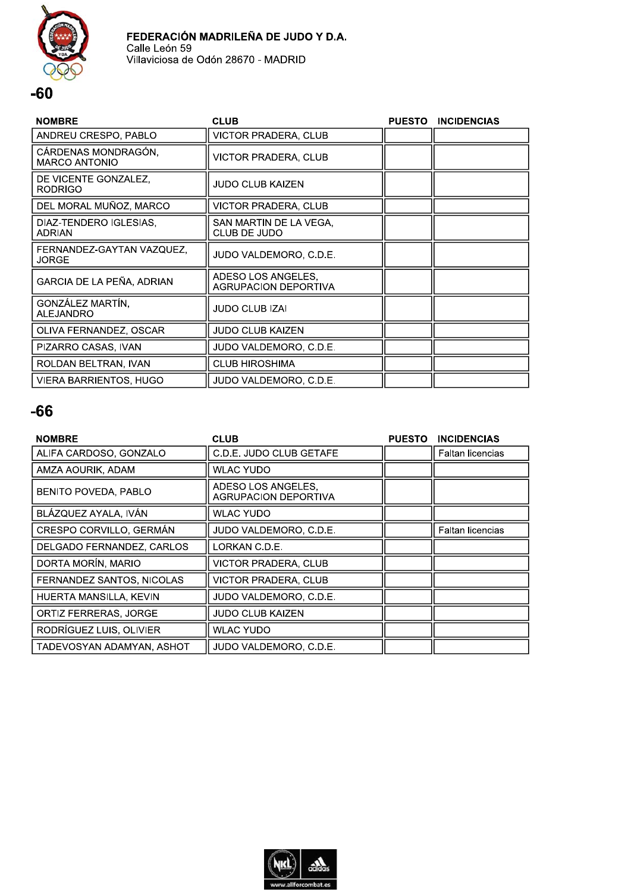**FEDERACIÓN MADRILEÑA DE JUDO Y D.A.**
Calle León 59
Villaviciosa de Odón 28670 - MADRID

## -60

| NOMBRE | CLUB | PUESTO | INCIDENCIAS |
|---|---|---|---|
| ANDREU CRESPO, PABLO | VICTOR PRADERA, CLUB | | |
| CÁRDENAS MONDRAGÓN, MARCO ANTONIO | VICTOR PRADERA, CLUB | | |
| DE VICENTE GONZALEZ, RODRIGO | JUDO CLUB KAIZEN | | |
| DEL MORAL MUÑOZ, MARCO | VICTOR PRADERA, CLUB | | |
| DIAZ-TENDERO IGLESIAS, ADRIAN | SAN MARTIN DE LA VEGA, CLUB DE JUDO | | |
| FERNANDEZ-GAYTAN VAZQUEZ, JORGE | JUDO VALDEMORO, C.D.E. | | |
| GARCIA DE LA PEÑA, ADRIAN | ADESO LOS ANGELES, AGRUPACION DEPORTIVA | | |
| GONZÁLEZ MARTÍN, ALEJANDRO | JUDO CLUB IZAI | | |
| OLIVA FERNANDEZ, OSCAR | JUDO CLUB KAIZEN | | |
| PIZARRO CASAS, IVAN | JUDO VALDEMORO, C.D.E. | | |
| ROLDAN BELTRAN, IVAN | CLUB HIROSHIMA | | |
| VIERA BARRIENTOS, HUGO | JUDO VALDEMORO, C.D.E. | | |

## -66

| NOMBRE | CLUB | PUESTO | INCIDENCIAS |
|---|---|---|---|
| ALIFA CARDOSO, GONZALO | C.D.E. JUDO CLUB GETAFE | | Faltan licencias |
| AMZA AOURIK, ADAM | WLAC YUDO | | |
| BENITO POVEDA, PABLO | ADESO LOS ANGELES, AGRUPACION DEPORTIVA | | |
| BLÁZQUEZ AYALA, IVÁN | WLAC YUDO | | |
| CRESPO CORVILLO, GERMÁN | JUDO VALDEMORO, C.D.E. | | Faltan licencias |
| DELGADO FERNANDEZ, CARLOS | LORKAN C.D.E. | | |
| DORTA MORÍN, MARIO | VICTOR PRADERA, CLUB | | |
| FERNANDEZ SANTOS, NICOLAS | VICTOR PRADERA, CLUB | | |
| HUERTA MANSILLA, KEVIN | JUDO VALDEMORO, C.D.E. | | |
| ORTIZ FERRERAS, JORGE | JUDO CLUB KAIZEN | | |
| RODRÍGUEZ LUIS, OLIVIER | WLAC YUDO | | |
| TADEVOSYAN ADAMYAN, ASHOT | JUDO VALDEMORO, C.D.E. | | |

www.allforcombat.es